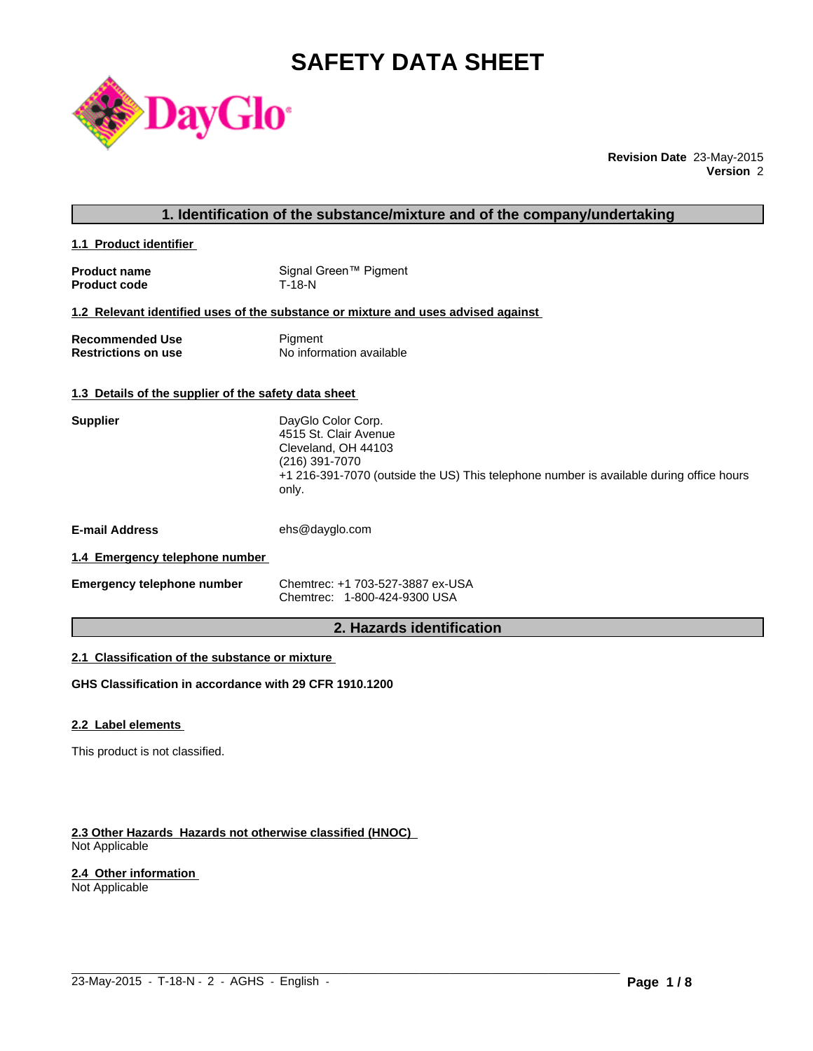# SAFETY DATA SHEET

**Revision Date** 23-May-2015
**Version** 2

## 1. Identification of the substance/mixture and of the company/undertaking

### 1.1 Product identifier

| | |
|---|---|
| **Product name** | Signal Green™ Pigment |
| **Product code** | T-18-N |

### 1.2 Relevant identified uses of the substance or mixture and uses advised against

| | |
|---|---|
| **Recommended Use** | Pigment |
| **Restrictions on use** | No information available |

### 1.3 Details of the supplier of the safety data sheet

**Supplier**

DayGlo Color Corp.
4515 St. Clair Avenue
Cleveland, OH 44103
(216) 391-7070
+1 216-391-7070 (outside the US) This telephone number is available during office hours only.

**E-mail Address** ehs@dayglo.com

### 1.4 Emergency telephone number

**Emergency telephone number**

Chemtrec: +1 703-527-3887 ex-USA
Chemtrec: 1-800-424-9300 USA

## 2. Hazards identification

### 2.1 Classification of the substance or mixture

**GHS Classification in accordance with 29 CFR 1910.1200**

### 2.2 Label elements

This product is not classified.

### 2.3 Other Hazards Hazards not otherwise classified (HNOC)

Not Applicable

### 2.4 Other information

Not Applicable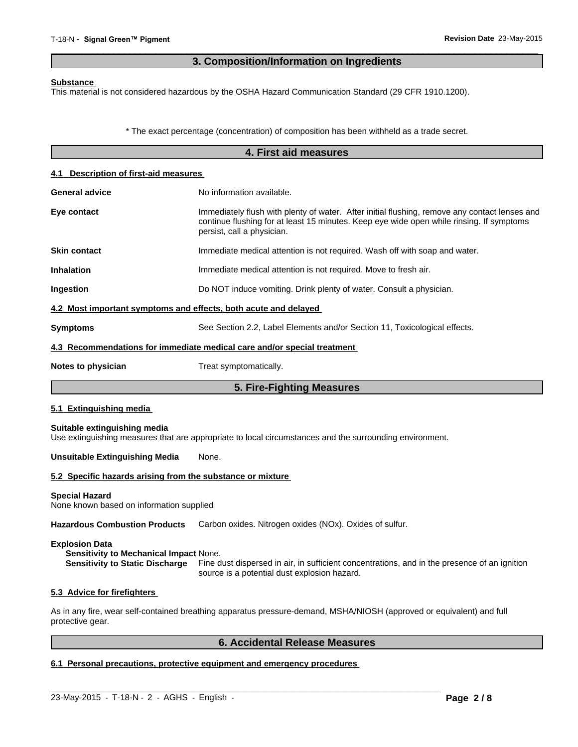## 3. Composition/Information on Ingredients

**Substance**

This material is not considered hazardous by the OSHA Hazard Communication Standard (29 CFR 1910.1200).

* The exact percentage (concentration) of composition has been withheld as a trade secret.

## 4. First aid measures

**4.1 Description of first-aid measures**

**General advice** No information available.

**Eye contact** Immediately flush with plenty of water. After initial flushing, remove any contact lenses and continue flushing for at least 15 minutes. Keep eye wide open while rinsing. If symptoms persist, call a physician.

**Skin contact** Immediate medical attention is not required. Wash off with soap and water.

**Inhalation** Immediate medical attention is not required. Move to fresh air.

**Ingestion** Do NOT induce vomiting. Drink plenty of water. Consult a physician.

**4.2 Most important symptoms and effects, both acute and delayed**

**Symptoms** See Section 2.2, Label Elements and/or Section 11, Toxicological effects.

**4.3 Recommendations for immediate medical care and/or special treatment**

**Notes to physician** Treat symptomatically.

## 5. Fire-Fighting Measures

**5.1 Extinguishing media**

**Suitable extinguishing media**

Use extinguishing measures that are appropriate to local circumstances and the surrounding environment.

**Unsuitable Extinguishing Media** None.

**5.2 Specific hazards arising from the substance or mixture**

**Special Hazard**

None known based on information supplied

**Hazardous Combustion Products** Carbon oxides. Nitrogen oxides (NOx). Oxides of sulfur.

**Explosion Data**

**Sensitivity to Mechanical Impact** None.

**Sensitivity to Static Discharge** Fine dust dispersed in air, in sufficient concentrations, and in the presence of an ignition source is a potential dust explosion hazard.

**5.3 Advice for firefighters**

As in any fire, wear self-contained breathing apparatus pressure-demand, MSHA/NIOSH (approved or equivalent) and full protective gear.

## 6. Accidental Release Measures

**6.1 Personal precautions, protective equipment and emergency procedures**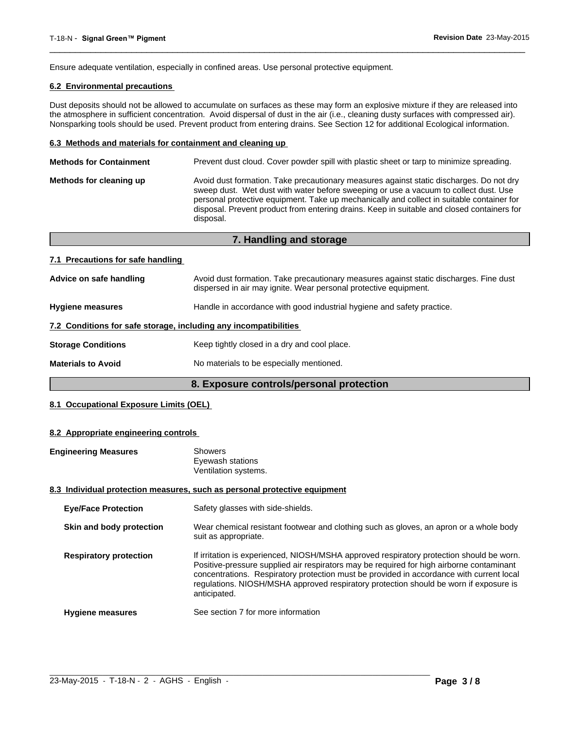Ensure adequate ventilation, especially in confined areas. Use personal protective equipment.

### 6.2 Environmental precautions

Dust deposits should not be allowed to accumulate on surfaces as these may form an explosive mixture if they are released into the atmosphere in sufficient concentration. Avoid dispersal of dust in the air (i.e., cleaning dusty surfaces with compressed air). Nonsparking tools should be used. Prevent product from entering drains. See Section 12 for additional Ecological information.

### 6.3 Methods and materials for containment and cleaning up

**Methods for Containment** Prevent dust cloud. Cover powder spill with plastic sheet or tarp to minimize spreading.

**Methods for cleaning up** Avoid dust formation. Take precautionary measures against static discharges. Do not dry sweep dust. Wet dust with water before sweeping or use a vacuum to collect dust. Use personal protective equipment. Take up mechanically and collect in suitable container for disposal. Prevent product from entering drains. Keep in suitable and closed containers for disposal.

## 7. Handling and storage

### 7.1 Precautions for safe handling

**Advice on safe handling** Avoid dust formation. Take precautionary measures against static discharges. Fine dust dispersed in air may ignite. Wear personal protective equipment.

**Hygiene measures** Handle in accordance with good industrial hygiene and safety practice.

### 7.2 Conditions for safe storage, including any incompatibilities

**Storage Conditions** Keep tightly closed in a dry and cool place.

**Materials to Avoid** No materials to be especially mentioned.

## 8. Exposure controls/personal protection

### 8.1 Occupational Exposure Limits (OEL)

### 8.2 Appropriate engineering controls

**Engineering Measures** Showers
Eyewash stations
Ventilation systems.

### 8.3 Individual protection measures, such as personal protective equipment

**Eye/Face Protection** Safety glasses with side-shields.

**Skin and body protection** Wear chemical resistant footwear and clothing such as gloves, an apron or a whole body suit as appropriate.

**Respiratory protection** If irritation is experienced, NIOSH/MSHA approved respiratory protection should be worn. Positive-pressure supplied air respirators may be required for high airborne contaminant concentrations. Respiratory protection must be provided in accordance with current local regulations. NIOSH/MSHA approved respiratory protection should be worn if exposure is anticipated.

**Hygiene measures** See section 7 for more information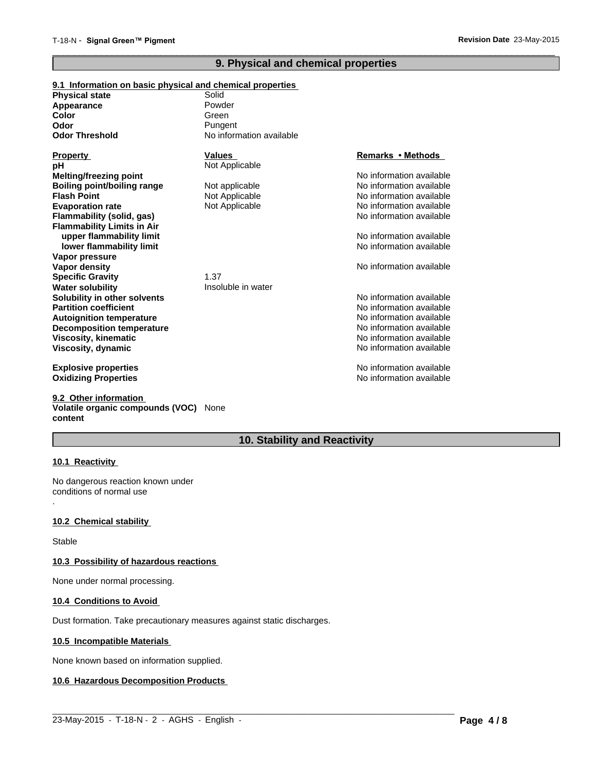## 9. Physical and chemical properties

### 9.1 Information on basic physical and chemical properties

| | |
|---|---|
| **Physical state** | Solid |
| **Appearance** | Powder |
| **Color** | Green |
| **Odor** | Pungent |
| **Odor Threshold** | No information available |

| **Property** | **Values** | **Remarks • Methods** |
|---|---|---|
| **pH** | Not Applicable | |
| **Melting/freezing point** | | No information available |
| **Boiling point/boiling range** | Not applicable | No information available |
| **Flash Point** | Not Applicable | No information available |
| **Evaporation rate** | Not Applicable | No information available |
| **Flammability (solid, gas)** | | No information available |
| **Flammability Limits in Air** | | |
| **upper flammability limit** | | No information available |
| **lower flammability limit** | | No information available |
| **Vapor pressure** | | |
| **Vapor density** | | No information available |
| **Specific Gravity** | 1.37 | |
| **Water solubility** | Insoluble in water | |
| **Solubility in other solvents** | | No information available |
| **Partition coefficient** | | No information available |
| **Autoignition temperature** | | No information available |
| **Decomposition temperature** | | No information available |
| **Viscosity, kinematic** | | No information available |
| **Viscosity, dynamic** | | No information available |
| **Explosive properties** | | No information available |
| **Oxidizing Properties** | | No information available |

### 9.2 Other information

**Volatile organic compounds (VOC) content** None

## 10. Stability and Reactivity

### 10.1 Reactivity

No dangerous reaction known under conditions of normal use

.

### 10.2 Chemical stability

Stable

### 10.3 Possibility of hazardous reactions

None under normal processing.

### 10.4 Conditions to Avoid

Dust formation. Take precautionary measures against static discharges.

### 10.5 Incompatible Materials

None known based on information supplied.

### 10.6 Hazardous Decomposition Products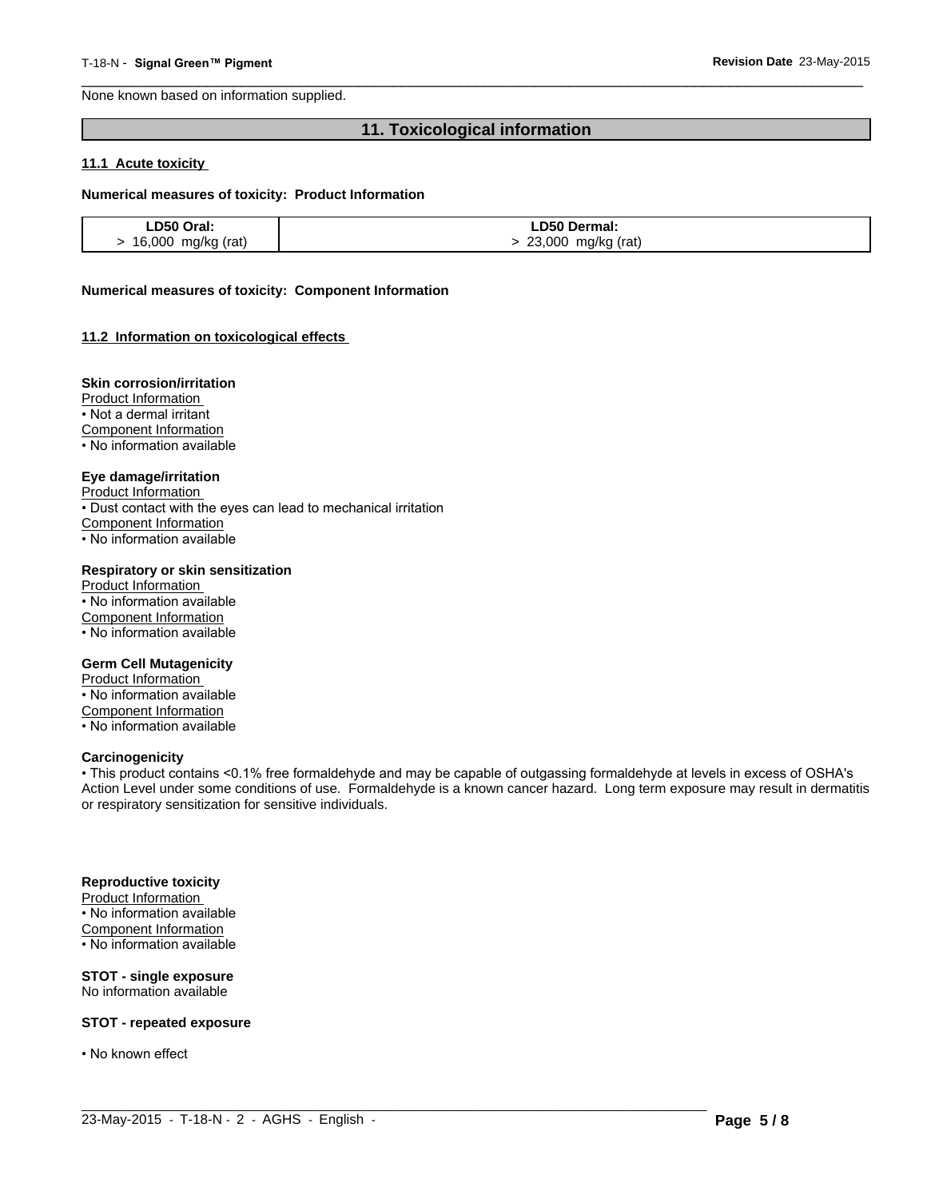None known based on information supplied.

## 11. Toxicological information

### 11.1 Acute toxicity

**Numerical measures of toxicity: Product Information**

| LD50 Oral: | LD50 Dermal: |
|---|---|
| > 16,000 mg/kg (rat) | > 23,000 mg/kg (rat) |

**Numerical measures of toxicity: Component Information**

### 11.2 Information on toxicological effects

**Skin corrosion/irritation**
Product Information
• Not a dermal irritant
Component Information
• No information available

**Eye damage/irritation**
Product Information
• Dust contact with the eyes can lead to mechanical irritation
Component Information
• No information available

**Respiratory or skin sensitization**
Product Information
• No information available
Component Information
• No information available

**Germ Cell Mutagenicity**
Product Information
• No information available
Component Information
• No information available

**Carcinogenicity**
• This product contains <0.1% free formaldehyde and may be capable of outgassing formaldehyde at levels in excess of OSHA's Action Level under some conditions of use. Formaldehyde is a known cancer hazard. Long term exposure may result in dermatitis or respiratory sensitization for sensitive individuals.

**Reproductive toxicity**
Product Information
• No information available
Component Information
• No information available

**STOT - single exposure**
No information available

**STOT - repeated exposure**

• No known effect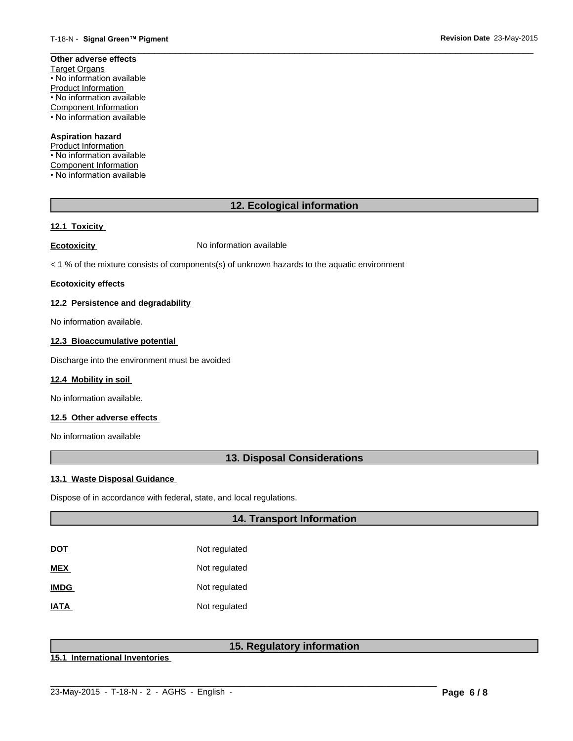**Other adverse effects**

Target Organs

- No information available

Product Information

- No information available

Component Information

- No information available

**Aspiration hazard**

Product Information

- No information available

Component Information

- No information available

## 12. Ecological information

**12.1 Toxicity**

**Ecotoxicity** No information available

< 1 % of the mixture consists of components(s) of unknown hazards to the aquatic environment

**Ecotoxicity effects**

**12.2 Persistence and degradability**

No information available.

**12.3 Bioaccumulative potential**

Discharge into the environment must be avoided

**12.4 Mobility in soil**

No information available.

**12.5 Other adverse effects**

No information available

## 13. Disposal Considerations

**13.1 Waste Disposal Guidance**

Dispose of in accordance with federal, state, and local regulations.

## 14. Transport Information

| | |
|---|---|
| **DOT** | Not regulated |
| **MEX** | Not regulated |
| **IMDG** | Not regulated |
| **IATA** | Not regulated |

## 15. Regulatory information

**15.1 International Inventories**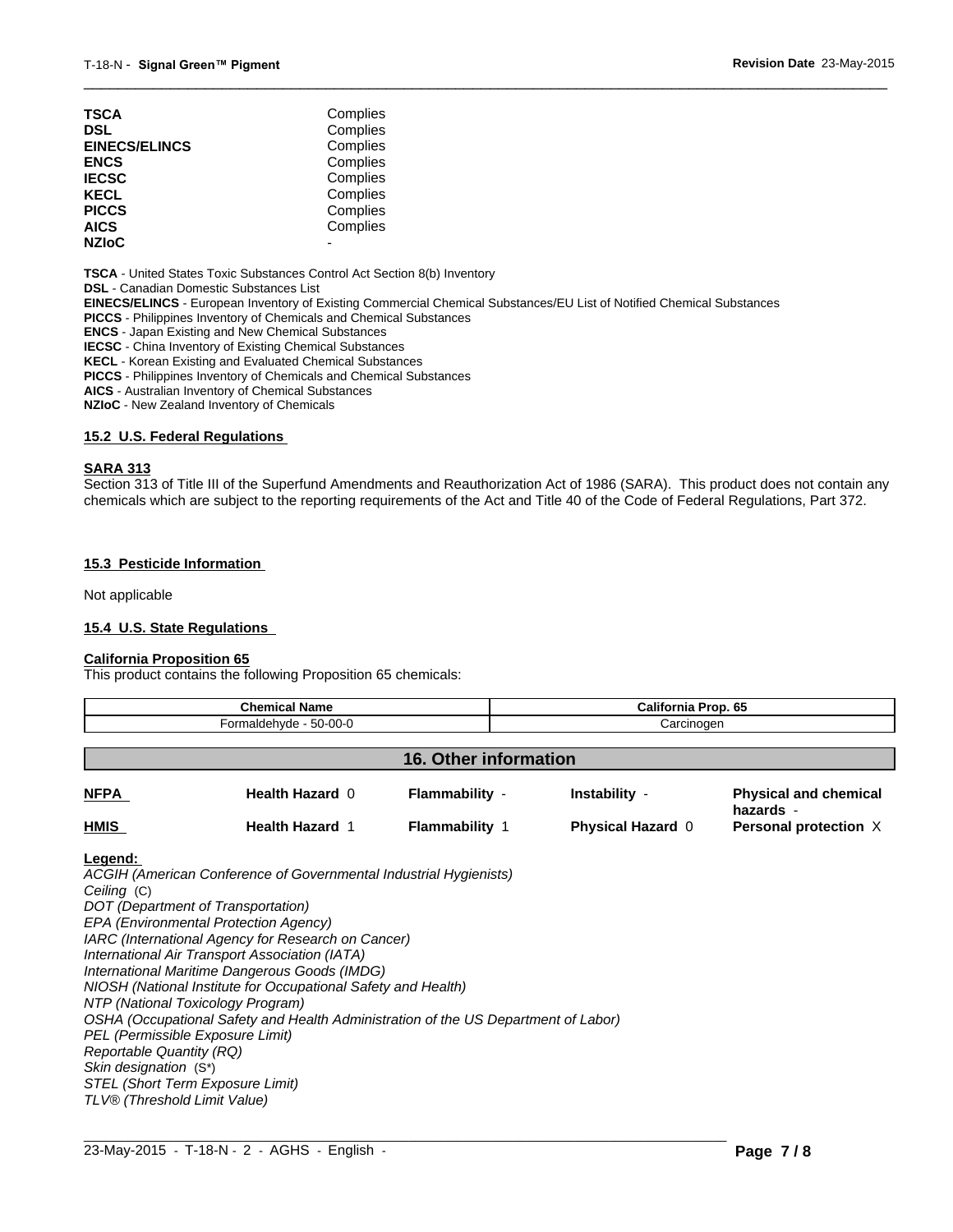| | |
|---|---|
| **TSCA** | Complies |
| **DSL** | Complies |
| **EINECS/ELINCS** | Complies |
| **ENCS** | Complies |
| **IECSC** | Complies |
| **KECL** | Complies |
| **PICCS** | Complies |
| **AICS** | Complies |
| **NZIoC** | - |

**TSCA** - United States Toxic Substances Control Act Section 8(b) Inventory
**DSL** - Canadian Domestic Substances List
**EINECS/ELINCS** - European Inventory of Existing Commercial Chemical Substances/EU List of Notified Chemical Substances
**PICCS** - Philippines Inventory of Chemicals and Chemical Substances
**ENCS** - Japan Existing and New Chemical Substances
**IECSC** - China Inventory of Existing Chemical Substances
**KECL** - Korean Existing and Evaluated Chemical Substances
**PICCS** - Philippines Inventory of Chemicals and Chemical Substances
**AICS** - Australian Inventory of Chemical Substances
**NZIoC** - New Zealand Inventory of Chemicals

### 15.2 U.S. Federal Regulations

**SARA 313**

Section 313 of Title III of the Superfund Amendments and Reauthorization Act of 1986 (SARA). This product does not contain any chemicals which are subject to the reporting requirements of the Act and Title 40 of the Code of Federal Regulations, Part 372.

### 15.3 Pesticide Information

Not applicable

### 15.4 U.S. State Regulations

**California Proposition 65**

This product contains the following Proposition 65 chemicals:

| Chemical Name | California Prop. 65 |
|---|---|
| Formaldehyde - 50-00-0 | Carcinogen |

## 16. Other information

| | | | | |
|---|---|---|---|---|
| **NFPA** | **Health Hazard** 0 | **Flammability** - | **Instability** - | **Physical and chemical hazards** - |
| **HMIS** | **Health Hazard** 1 | **Flammability** 1 | **Physical Hazard** 0 | **Personal protection** X |

**Legend:**

*ACGIH (American Conference of Governmental Industrial Hygienists)*
*Ceiling* (C)
*DOT (Department of Transportation)*
*EPA (Environmental Protection Agency)*
*IARC (International Agency for Research on Cancer)*
*International Air Transport Association (IATA)*
*International Maritime Dangerous Goods (IMDG)*
*NIOSH (National Institute for Occupational Safety and Health)*
*NTP (National Toxicology Program)*
*OSHA (Occupational Safety and Health Administration of the US Department of Labor)*
*PEL (Permissible Exposure Limit)*
*Reportable Quantity (RQ)*
*Skin designation* (S*)
*STEL (Short Term Exposure Limit)*
*TLV® (Threshold Limit Value)*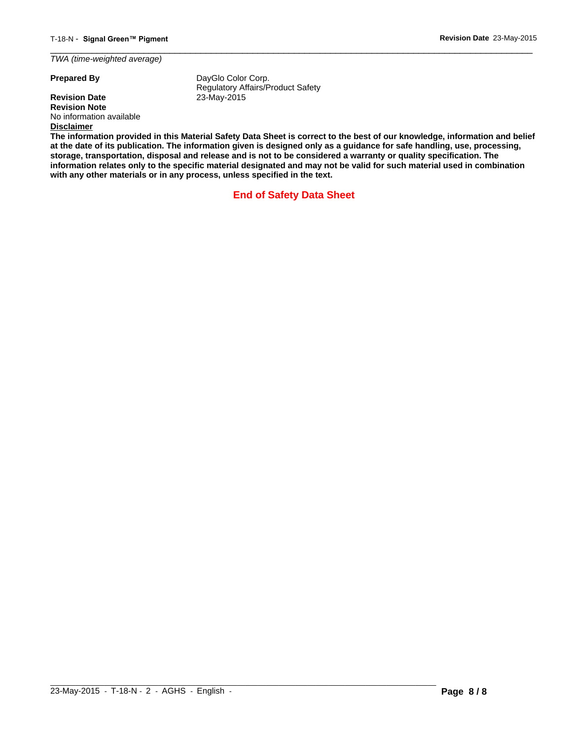*TWA (time-weighted average)*

| | |
|---|---|
| **Prepared By** | DayGlo Color Corp.<br>Regulatory Affairs/Product Safety |
| **Revision Date** | 23-May-2015 |

**Revision Note**

No information available

**Disclaimer**

**The information provided in this Material Safety Data Sheet is correct to the best of our knowledge, information and belief at the date of its publication. The information given is designed only as a guidance for safe handling, use, processing, storage, transportation, disposal and release and is not to be considered a warranty or quality specification. The information relates only to the specific material designated and may not be valid for such material used in combination with any other materials or in any process, unless specified in the text.**

**End of Safety Data Sheet**